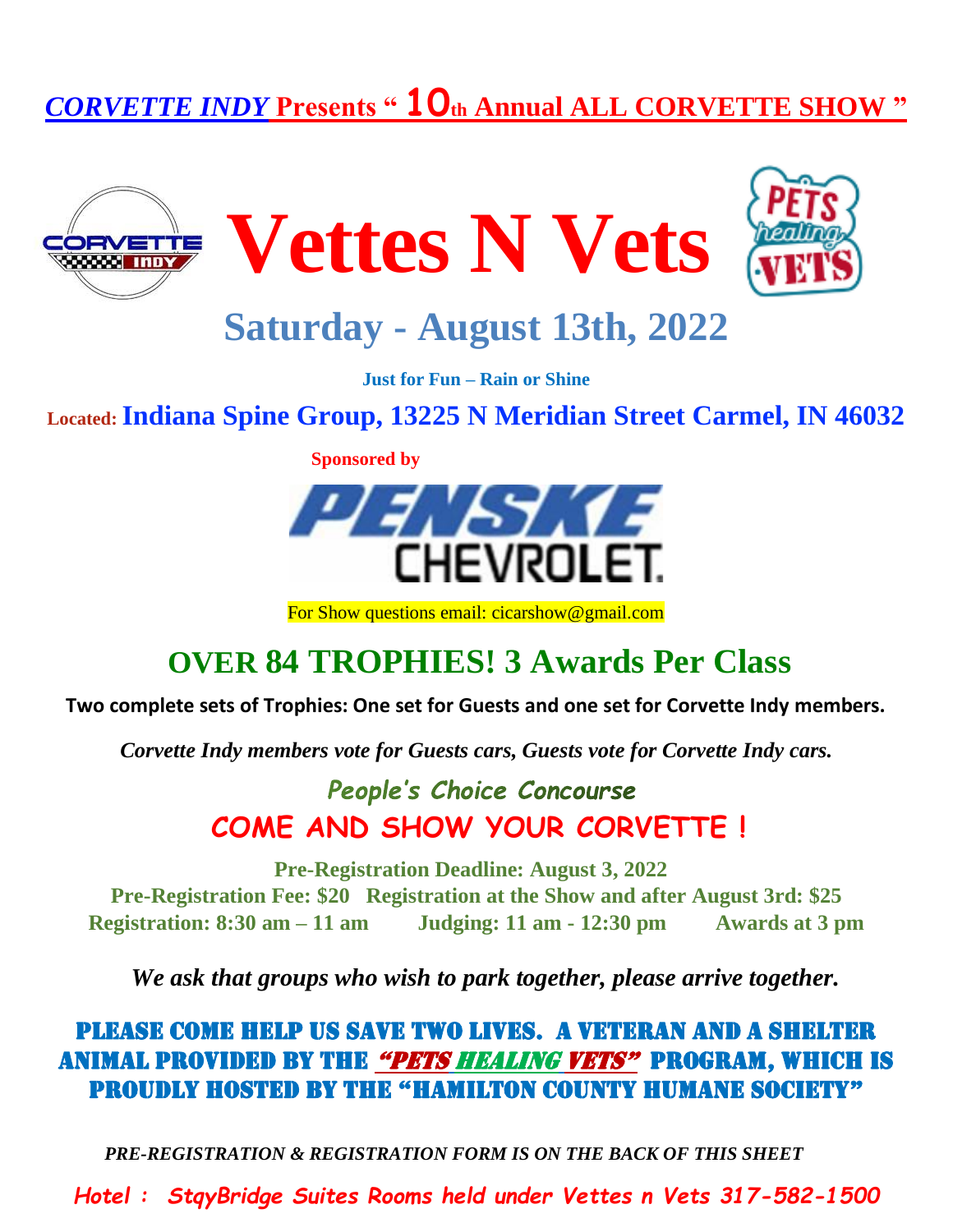# *CORVETTE INDY* Presents " 10th Annual ALL CORVETTE SHOW "

# Vettes N Vets

## Saturday - August 13th, 2022

**Just for Fun – Rain or Shine**

**Located: Indiana Spine Group, 13225 N Meridian Street Carmel, IN 46032**

**Sponsored by**

PENSKE CHEVROLET.

For Show questions email: cicarshow@gmail.com

## OVER 84 TROPHIES! 3 Awards Per Class

**Two complete sets of Trophies: One set for Guests and one set for Corvette Indy members.**

*Corvette Indy members vote for Guests cars, Guests vote for Corvette Indy cars.*

***People's Choice Concourse***

**COME AND SHOW YOUR CORVETTE !**

**Pre-Registration Deadline: August 3, 2022**
**Pre-Registration Fee: $20 Registration at the Show and after August 3rd: $25**
**Registration: 8:30 am – 11 am Judging: 11 am - 12:30 pm Awards at 3 pm**

***We ask that groups who wish to park together, please arrive together.***

**PLEASE COME HELP US SAVE TWO LIVES. A VETERAN AND A SHELTER ANIMAL PROVIDED BY THE *"PETS HEALING VETS"* PROGRAM, WHICH IS PROUDLY HOSTED BY THE "HAMILTON COUNTY HUMANE SOCIETY"**

***PRE-REGISTRATION & REGISTRATION FORM IS ON THE BACK OF THIS SHEET***

***Hotel : StqyBridge Suites Rooms held under Vettes n Vets 317-582-1500***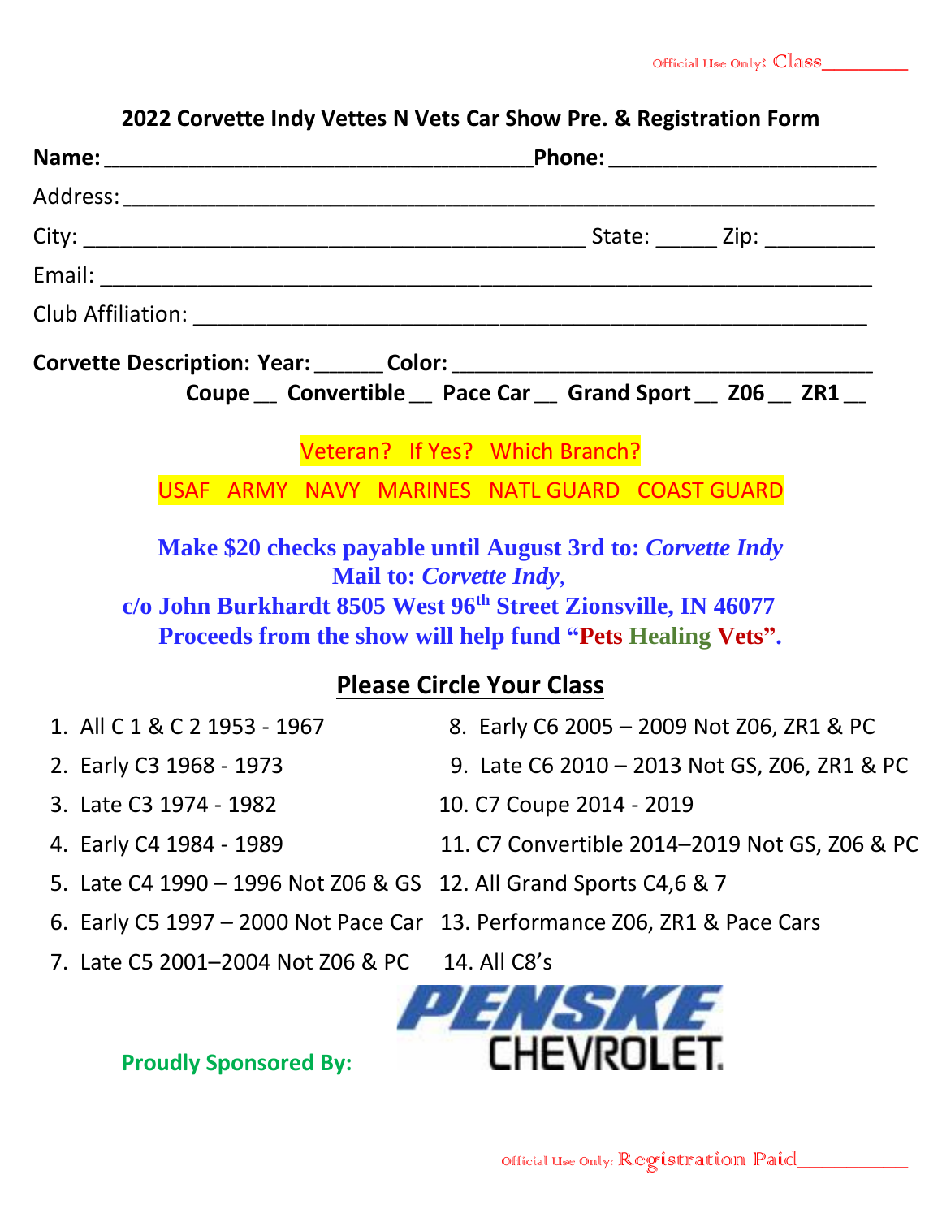Official Use Only: Class_________

## 2022 Corvette Indy Vettes N Vets Car Show Pre. & Registration Form

**Name:** _________________________________ **Phone:** ______________________

Address: ___________________________________________________________________

City: ______________________________________ State: _____ Zip: _________

Email: _____________________________________________________________________

Club Affiliation: ___________________________________________________________

**Corvette Description: Year:** ______ **Color:** ___________________________________

**Coupe __ Convertible __ Pace Car __ Grand Sport __ Z06 __ ZR1 __**

Veteran? If Yes? Which Branch?

USAF ARMY NAVY MARINES NATL GUARD COAST GUARD

**Make $20 checks payable until August 3rd to: *Corvette Indy***
**Mail to: *Corvette Indy*,**
**c/o John Burkhardt 8505 West 96th Street Zionsville, IN 46077**
**Proceeds from the show will help fund "Pets Healing Vets".**

## Please Circle Your Class

1. All C 1 & C 2 1953 - 1967
2. Early C3 1968 - 1973
3. Late C3 1974 - 1982
4. Early C4 1984 - 1989
5. Late C4 1990 – 1996 Not Z06 & GS
6. Early C5 1997 – 2000 Not Pace Car
7. Late C5 2001–2004 Not Z06 & PC
8. Early C6 2005 – 2009 Not Z06, ZR1 & PC
9. Late C6 2010 – 2013 Not GS, Z06, ZR1 & PC
10. C7 Coupe 2014 - 2019
11. C7 Convertible 2014–2019 Not GS, Z06 & PC
12. All Grand Sports C4,6 & 7
13. Performance Z06, ZR1 & Pace Cars
14. All C8's

**Proudly Sponsored By:** PENSKE CHEVROLET

Official Use Only: Registration Paid__________